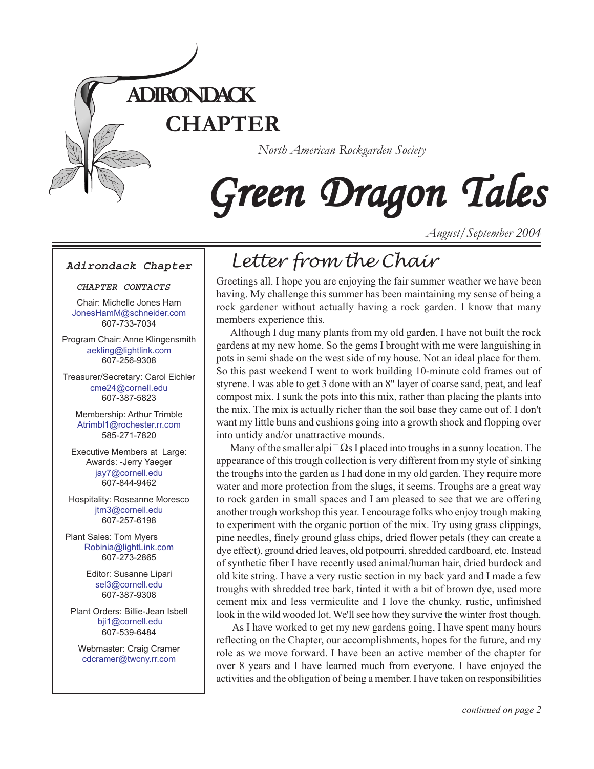# ADIRONDACK CHAPTER

*North American Rockgarden Society*

# Green Dragon Tales

*August/September 2004*

**Adirondack Chapter**

**CHAPTER CONTACTS**

Chair: Michelle Jones Ham
JonesHamM@schneider.com
607-733-7034

Program Chair: Anne Klingensmith
aekling@lightlink.com
607-256-9308

Treasurer/Secretary: Carol Eichler
cme24@cornell.edu
607-387-5823

Membership: Arthur Trimble
Atrimbl1@rochester.rr.com
585-271-7820

Executive Members at Large:
Awards: -Jerry Yaeger
jay7@cornell.edu
607-844-9462

Hospitality: Roseanne Moresco
jtm3@cornell.edu
607-257-6198

Plant Sales: Tom Myers
Robinia@lightLink.com
607-273-2865

Editor: Susanne Lipari
sel3@cornell.edu
607-387-9308

Plant Orders: Billie-Jean Isbell
bji1@cornell.edu
607-539-6484

Webmaster: Craig Cramer
cdcramer@twcny.rr.com

## Letter from the Chair

Greetings all. I hope you are enjoying the fair summer weather we have been having. My challenge this summer has been maintaining my sense of being a rock gardener without actually having a rock garden. I know that many members experience this.

Although I dug many plants from my old garden, I have not built the rock gardens at my new home. So the gems I brought with me were languishing in pots in semi shade on the west side of my house. Not an ideal place for them. So this past weekend I went to work building 10-minute cold frames out of styrene. I was able to get 3 done with an 8" layer of coarse sand, peat, and leaf compost mix. I sunk the pots into this mix, rather than placing the plants into the mix. The mix is actually richer than the soil base they came out of. I don't want my little buns and cushions going into a growth shock and flopping over into untidy and/or unattractive mounds.

Many of the smaller alpi□Ωs I placed into troughs in a sunny location. The appearance of this trough collection is very different from my style of sinking the troughs into the garden as I had done in my old garden. They require more water and more protection from the slugs, it seems. Troughs are a great way to rock garden in small spaces and I am pleased to see that we are offering another trough workshop this year. I encourage folks who enjoy trough making to experiment with the organic portion of the mix. Try using grass clippings, pine needles, finely ground glass chips, dried flower petals (they can create a dye effect), ground dried leaves, old potpourri, shredded cardboard, etc. Instead of synthetic fiber I have recently used animal/human hair, dried burdock and old kite string. I have a very rustic section in my back yard and I made a few troughs with shredded tree bark, tinted it with a bit of brown dye, used more cement mix and less vermiculite and I love the chunky, rustic, unfinished look in the wild wooded lot. We'll see how they survive the winter frost though.

As I have worked to get my new gardens going, I have spent many hours reflecting on the Chapter, our accomplishments, hopes for the future, and my role as we move forward. I have been an active member of the chapter for over 8 years and I have learned much from everyone. I have enjoyed the activities and the obligation of being a member. I have taken on responsibilities

*continued on page 2*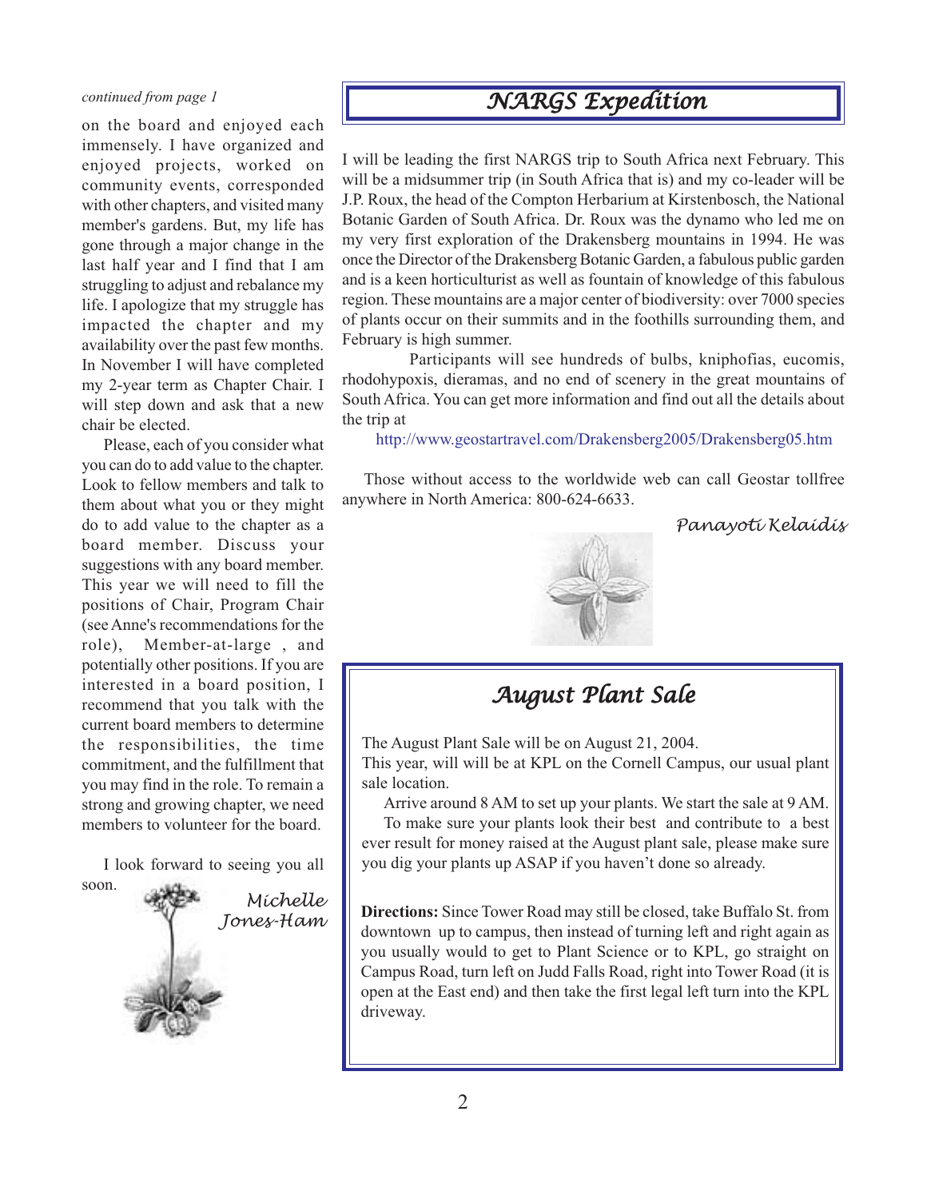*continued from page 1*

on the board and enjoyed each immensely. I have organized and enjoyed projects, worked on community events, corresponded with other chapters, and visited many member's gardens. But, my life has gone through a major change in the last half year and I find that I am struggling to adjust and rebalance my life. I apologize that my struggle has impacted the chapter and my availability over the past few months. In November I will have completed my 2-year term as Chapter Chair. I will step down and ask that a new chair be elected.

Please, each of you consider what you can do to add value to the chapter. Look to fellow members and talk to them about what you or they might do to add value to the chapter as a board member. Discuss your suggestions with any board member. This year we will need to fill the positions of Chair, Program Chair (see Anne's recommendations for the role), Member-at-large , and potentially other positions. If you are interested in a board position, I recommend that you talk with the current board members to determine the responsibilities, the time commitment, and the fulfillment that you may find in the role. To remain a strong and growing chapter, we need members to volunteer for the board.

I look forward to seeing you all soon.

*Michelle Jones-Ham*

## NARGS Expedition

I will be leading the first NARGS trip to South Africa next February. This will be a midsummer trip (in South Africa that is) and my co-leader will be J.P. Roux, the head of the Compton Herbarium at Kirstenbosch, the National Botanic Garden of South Africa. Dr. Roux was the dynamo who led me on my very first exploration of the Drakensberg mountains in 1994. He was once the Director of the Drakensberg Botanic Garden, a fabulous public garden and is a keen horticulturist as well as fountain of knowledge of this fabulous region. These mountains are a major center of biodiversity: over 7000 species of plants occur on their summits and in the foothills surrounding them, and February is high summer.

Participants will see hundreds of bulbs, kniphofias, eucomis, rhodohypoxis, dieramas, and no end of scenery in the great mountains of South Africa. You can get more information and find out all the details about the trip at

http://www.geostartravel.com/Drakensberg2005/Drakensberg05.htm

Those without access to the worldwide web can call Geostar tollfree anywhere in North America: 800-624-6633.

*Panayoti Kelaidis*

## August Plant Sale

The August Plant Sale will be on August 21, 2004.

This year, will will be at KPL on the Cornell Campus, our usual plant sale location.

Arrive around 8 AM to set up your plants. We start the sale at 9 AM.

To make sure your plants look their best and contribute to a best ever result for money raised at the August plant sale, please make sure you dig your plants up ASAP if you haven't done so already.

**Directions:** Since Tower Road may still be closed, take Buffalo St. from downtown up to campus, then instead of turning left and right again as you usually would to get to Plant Science or to KPL, go straight on Campus Road, turn left on Judd Falls Road, right into Tower Road (it is open at the East end) and then take the first legal left turn into the KPL driveway.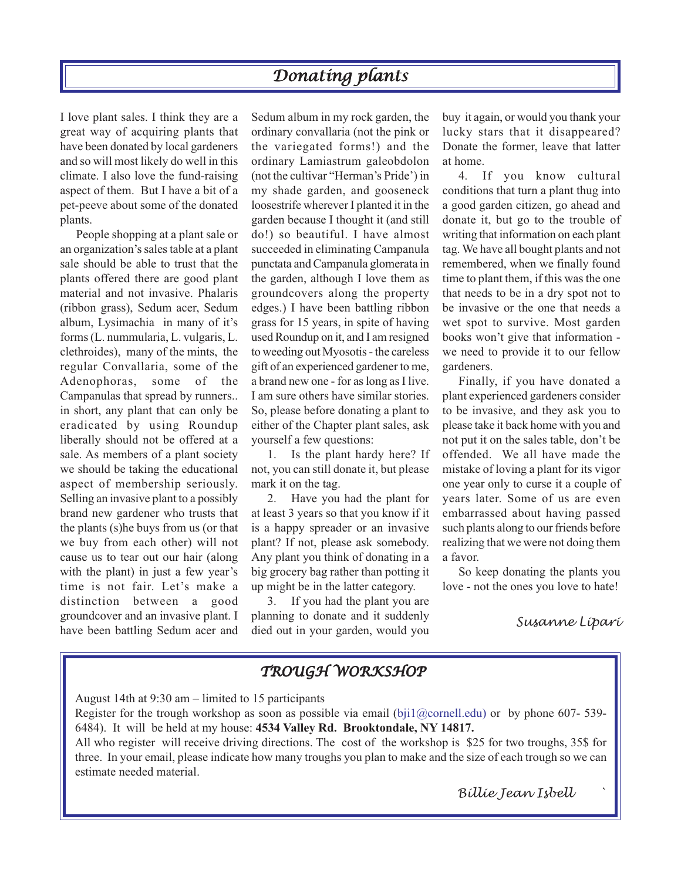# *Donating plants*

I love plant sales. I think they are a great way of acquiring plants that have been donated by local gardeners and so will most likely do well in this climate. I also love the fund-raising aspect of them. But I have a bit of a pet-peeve about some of the donated plants.

People shopping at a plant sale or an organization's sales table at a plant sale should be able to trust that the plants offered there are good plant material and not invasive. Phalaris (ribbon grass), Sedum acer, Sedum album, Lysimachia in many of it's forms (L. nummularia, L. vulgaris, L. clethroides), many of the mints, the regular Convallaria, some of the Adenophoras, some of the Campanulas that spread by runners.. in short, any plant that can only be eradicated by using Roundup liberally should not be offered at a sale. As members of a plant society we should be taking the educational aspect of membership seriously. Selling an invasive plant to a possibly brand new gardener who trusts that the plants (s)he buys from us (or that we buy from each other) will not cause us to tear out our hair (along with the plant) in just a few year's time is not fair. Let's make a distinction between a good groundcover and an invasive plant. I have been battling Sedum acer and Sedum album in my rock garden, the ordinary convallaria (not the pink or the variegated forms!) and the ordinary Lamiastrum galeobdolon (not the cultivar "Herman's Pride') in my shade garden, and gooseneck loosestrife wherever I planted it in the garden because I thought it (and still do!) so beautiful. I have almost succeeded in eliminating Campanula punctata and Campanula glomerata in the garden, although I love them as groundcovers along the property edges.) I have been battling ribbon grass for 15 years, in spite of having used Roundup on it, and I am resigned to weeding out Myosotis - the careless gift of an experienced gardener to me, a brand new one - for as long as I live. I am sure others have similar stories. So, please before donating a plant to either of the Chapter plant sales, ask yourself a few questions:

1. Is the plant hardy here? If not, you can still donate it, but please mark it on the tag.
2. Have you had the plant for at least 3 years so that you know if it is a happy spreader or an invasive plant? If not, please ask somebody. Any plant you think of donating in a big grocery bag rather than potting it up might be in the latter category.
3. If you had the plant you are planning to donate and it suddenly died out in your garden, would you buy it again, or would you thank your lucky stars that it disappeared? Donate the former, leave that latter at home.
4. If you know cultural conditions that turn a plant thug into a good garden citizen, go ahead and donate it, but go to the trouble of writing that information on each plant tag. We have all bought plants and not remembered, when we finally found time to plant them, if this was the one that needs to be in a dry spot not to be invasive or the one that needs a wet spot to survive. Most garden books won't give that information - we need to provide it to our fellow gardeners.

Finally, if you have donated a plant experienced gardeners consider to be invasive, and they ask you to please take it back home with you and not put it on the sales table, don't be offended. We all have made the mistake of loving a plant for its vigor one year only to curse it a couple of years later. Some of us are even embarrassed about having passed such plants along to our friends before realizing that we were not doing them a favor.

So keep donating the plants you love - not the ones you love to hate!

*Susanne Lipari*

## *TROUGH WORKSHOP*

August 14th at 9:30 am – limited to 15 participants

Register for the trough workshop as soon as possible via email (bji1@cornell.edu) or by phone 607- 539-6484). It will be held at my house: **4534 Valley Rd. Brooktondale, NY 14817.**

All who register will receive driving directions. The cost of the workshop is $25 for two troughs, 35$ for three. In your email, please indicate how many troughs you plan to make and the size of each trough so we can estimate needed material.

*Billie Jean Isbell*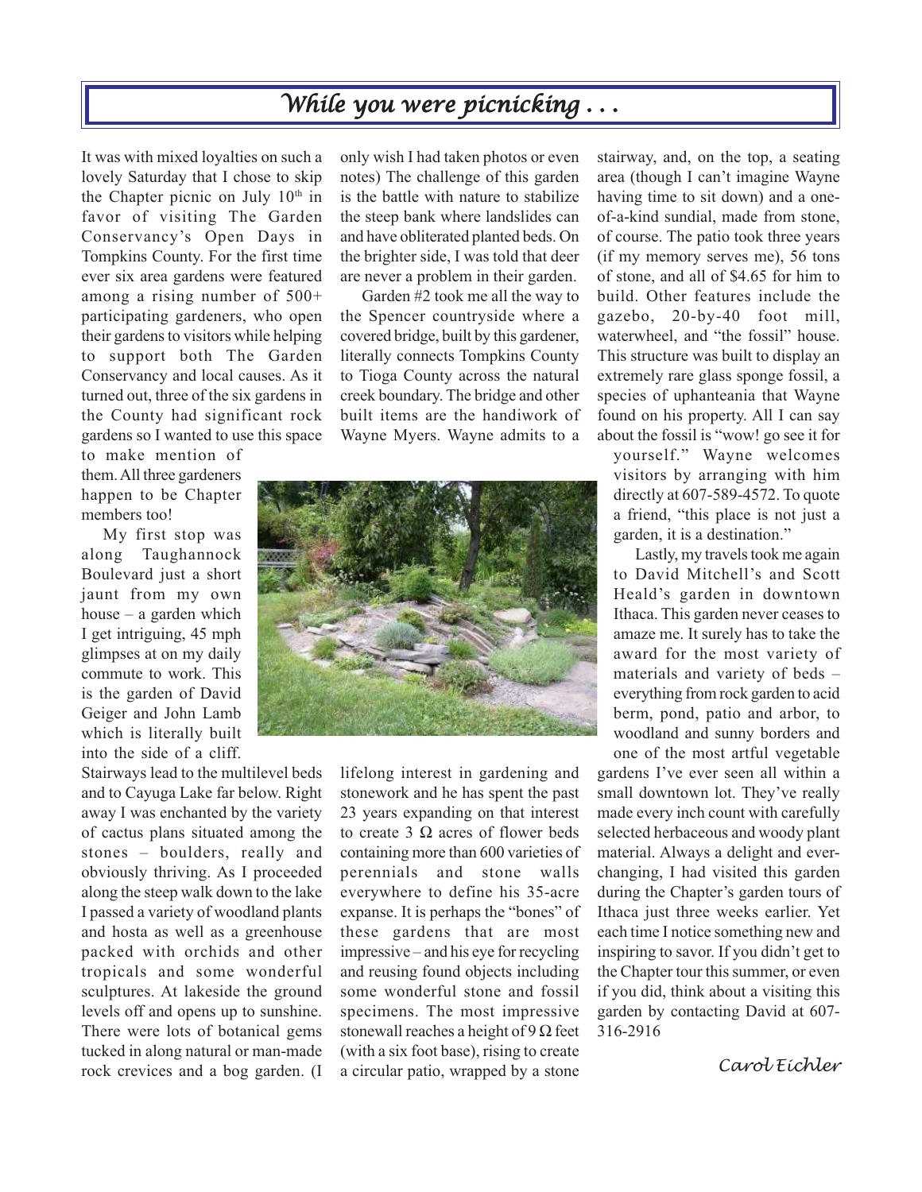# *While you were picnicking . . .*

It was with mixed loyalties on such a lovely Saturday that I chose to skip the Chapter picnic on July 10th in favor of visiting The Garden Conservancy's Open Days in Tompkins County. For the first time ever six area gardens were featured among a rising number of 500+ participating gardeners, who open their gardens to visitors while helping to support both The Garden Conservancy and local causes. As it turned out, three of the six gardens in the County had significant rock gardens so I wanted to use this space to make mention of them. All three gardeners happen to be Chapter members too!

My first stop was along Taughannock Boulevard just a short jaunt from my own house – a garden which I get intriguing, 45 mph glimpses at on my daily commute to work. This is the garden of David Geiger and John Lamb which is literally built into the side of a cliff. Stairways lead to the multilevel beds and to Cayuga Lake far below. Right away I was enchanted by the variety of cactus plans situated among the stones – boulders, really and obviously thriving. As I proceeded along the steep walk down to the lake I passed a variety of woodland plants and hosta as well as a greenhouse packed with orchids and other tropicals and some wonderful sculptures. At lakeside the ground levels off and opens up to sunshine. There were lots of botanical gems tucked in along natural or man-made rock crevices and a bog garden. (I only wish I had taken photos or even notes) The challenge of this garden is the battle with nature to stabilize the steep bank where landslides can and have obliterated planted beds. On the brighter side, I was told that deer are never a problem in their garden.

Garden #2 took me all the way to the Spencer countryside where a covered bridge, built by this gardener, literally connects Tompkins County to Tioga County across the natural creek boundary. The bridge and other built items are the handiwork of Wayne Myers. Wayne admits to a lifelong interest in gardening and stonework and he has spent the past 23 years expanding on that interest to create 3 Ω acres of flower beds containing more than 600 varieties of perennials and stone walls everywhere to define his 35-acre expanse. It is perhaps the "bones" of these gardens that are most impressive – and his eye for recycling and reusing found objects including some wonderful stone and fossil specimens. The most impressive stonewall reaches a height of 9 Ω feet (with a six foot base), rising to create a circular patio, wrapped by a stone stairway, and, on the top, a seating area (though I can't imagine Wayne having time to sit down) and a one-of-a-kind sundial, made from stone, of course. The patio took three years (if my memory serves me), 56 tons of stone, and all of $4.65 for him to build. Other features include the gazebo, 20-by-40 foot mill, waterwheel, and "the fossil" house. This structure was built to display an extremely rare glass sponge fossil, a species of uphanteania that Wayne found on his property. All I can say about the fossil is "wow! go see it for yourself." Wayne welcomes visitors by arranging with him directly at 607-589-4572. To quote a friend, "this place is not just a garden, it is a destination."

Lastly, my travels took me again to David Mitchell's and Scott Heald's garden in downtown Ithaca. This garden never ceases to amaze me. It surely has to take the award for the most variety of materials and variety of beds – everything from rock garden to acid berm, pond, patio and arbor, to woodland and sunny borders and one of the most artful vegetable gardens I've ever seen all within a small downtown lot. They've really made every inch count with carefully selected herbaceous and woody plant material. Always a delight and ever-changing, I had visited this garden during the Chapter's garden tours of Ithaca just three weeks earlier. Yet each time I notice something new and inspiring to savor. If you didn't get to the Chapter tour this summer, or even if you did, think about a visiting this garden by contacting David at 607-316-2916

*Carol Eichler*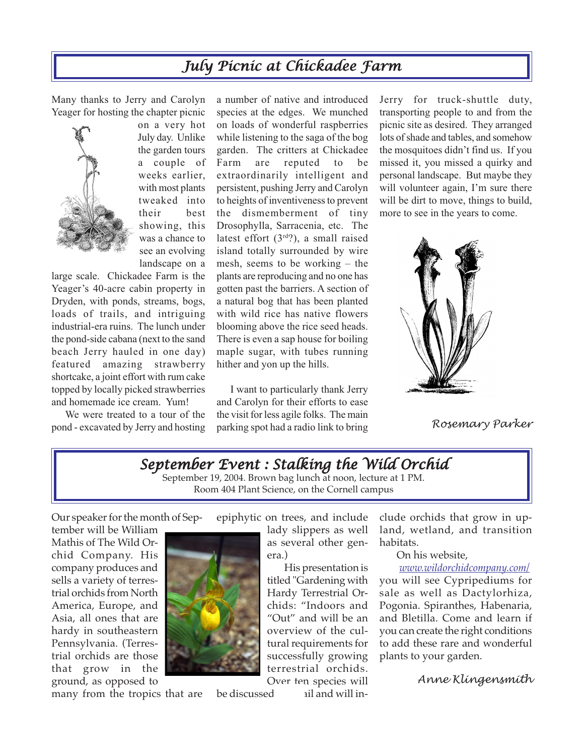# July Picnic at Chickadee Farm

Many thanks to Jerry and Carolyn Yeager for hosting the chapter picnic on a very hot July day. Unlike the garden tours a couple of weeks earlier, with most plants tweaked into their best showing, this was a chance to see an evolving landscape on a large scale. Chickadee Farm is the Yeager's 40-acre cabin property in Dryden, with ponds, streams, bogs, loads of trails, and intriguing industrial-era ruins. The lunch under the pond-side cabana (next to the sand beach Jerry hauled in one day) featured amazing strawberry shortcake, a joint effort with rum cake topped by locally picked strawberries and homemade ice cream. Yum!

We were treated to a tour of the pond - excavated by Jerry and hosting a number of native and introduced species at the edges. We munched on loads of wonderful raspberries while listening to the saga of the bog garden. The critters at Chickadee Farm are reputed to be extraordinarily intelligent and persistent, pushing Jerry and Carolyn to heights of inventiveness to prevent the dismemberment of tiny Drosophylla, Sarracenia, etc. The latest effort (3rd?), a small raised island totally surrounded by wire mesh, seems to be working – the plants are reproducing and no one has gotten past the barriers. A section of a natural bog that has been planted with wild rice has native flowers blooming above the rice seed heads. There is even a sap house for boiling maple sugar, with tubes running hither and yon up the hills.

I want to particularly thank Jerry and Carolyn for their efforts to ease the visit for less agile folks. The main parking spot had a radio link to bring Jerry for truck-shuttle duty, transporting people to and from the picnic site as desired. They arranged lots of shade and tables, and somehow the mosquitoes didn't find us. If you missed it, you missed a quirky and personal landscape. But maybe they will volunteer again, I'm sure there will be dirt to move, things to build, more to see in the years to come.

*Rosemary Parker*

# September Event : Stalking the Wild Orchid

September 19, 2004. Brown bag lunch at noon, lecture at 1 PM.
Room 404 Plant Science, on the Cornell campus

Our speaker for the month of September will be William Mathis of The Wild Orchid Company. His company produces and sells a variety of terrestrial orchids from North America, Europe, and Asia, all ones that are hardy in southeastern Pennsylvania. (Terrestrial orchids are those that grow in the ground, as opposed to many from the tropics that are epiphytic on trees, and include lady slippers as well as several other genera.)

His presentation is titled "Gardening with Hardy Terrestrial Orchids: "Indoors and "Out" and will be an overview of the cultural requirements for successfully growing terrestrial orchids. Over ten species will be discussed ail and will include orchids that grow in upland, wetland, and transition habitats.

On his website, [www.wildorchidcompany.com/](www.wildorchidcompany.com/) you will see Cypripediums for sale as well as Dactylorhiza, Pogonia. Spiranthes, Habenaria, and Bletilla. Come and learn if you can create the right conditions to add these rare and wonderful plants to your garden.

*Anne Klingensmith*